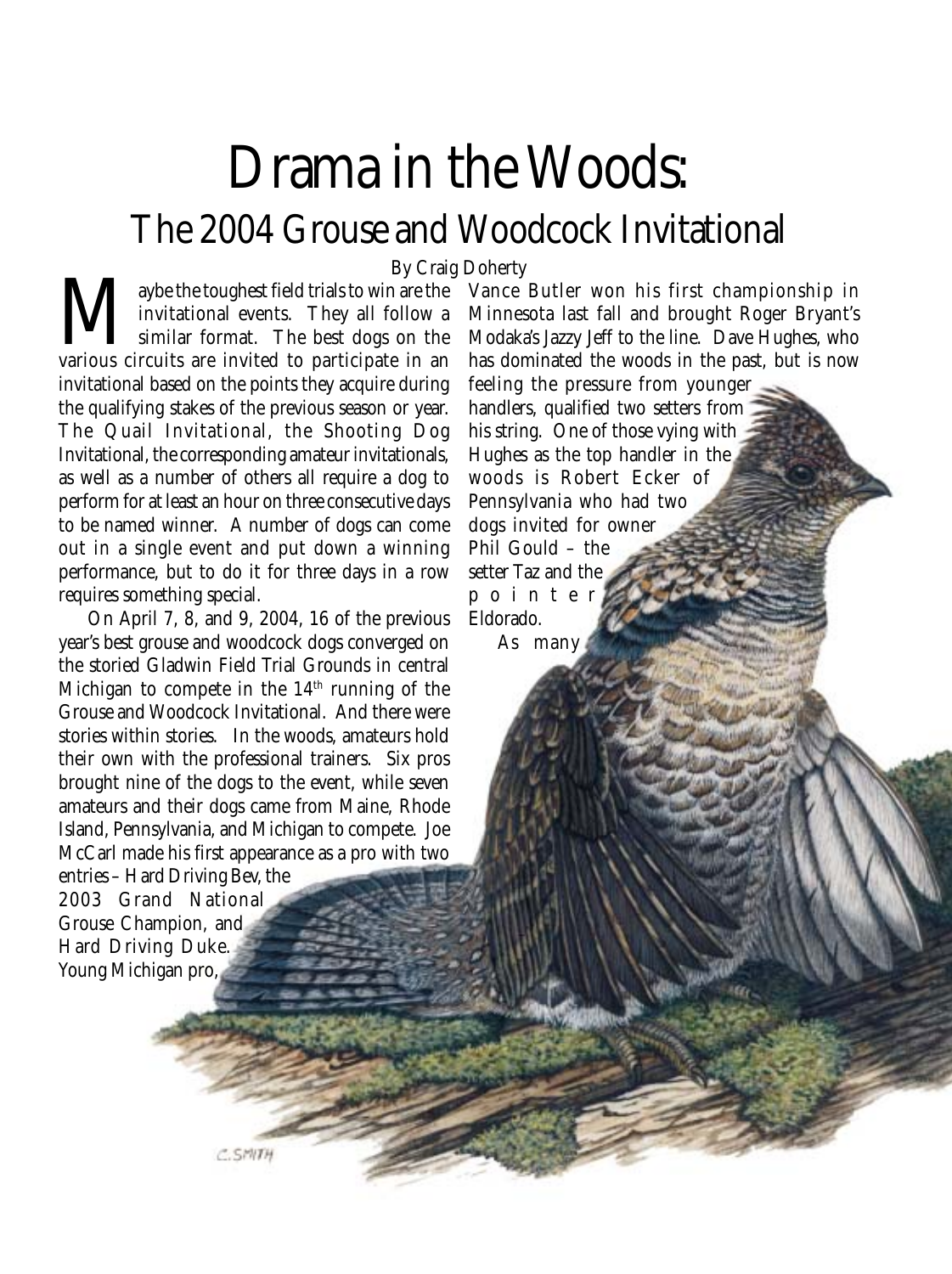# Drama in the Woods:

## The 2004 Grouse and Woodcock Invitational

By Craig Doherty

Maybe the toughest field trials to win are the invitational events. They all follow a similar format. The best dogs on the various circuits are invited to participate in an invitational based on the points they acquire during the qualifying stakes of the previous season or year. The Quail Invitational, the Shooting Dog Invitational, the corresponding amateur invitationals, as well as a number of others all require a dog to perform for at least an hour on three consecutive days to be named winner. A number of dogs can come out in a single event and put down a winning performance, but to do it for three days in a row requires something special.

On April 7, 8, and 9, 2004, 16 of the previous year's best grouse and woodcock dogs converged on the storied Gladwin Field Trial Grounds in central Michigan to compete in the 14th running of the Grouse and Woodcock Invitational. And there were stories within stories. In the woods, amateurs hold their own with the professional trainers. Six pros brought nine of the dogs to the event, while seven amateurs and their dogs came from Maine, Rhode Island, Pennsylvania, and Michigan to compete. Joe McCarl made his first appearance as a pro with two entries – Hard Driving Bev, the 2003 Grand National Grouse Champion, and Hard Driving Duke. Young Michigan pro, Vance Butler won his first championship in Minnesota last fall and brought Roger Bryant's Modaka's Jazzy Jeff to the line. Dave Hughes, who has dominated the woods in the past, but is now feeling the pressure from younger handlers, qualified two setters from his string. One of those vying with Hughes as the top handler in the woods is Robert Ecker of Pennsylvania who had two dogs invited for owner Phil Gould – the setter Taz and the pointer Eldorado.

As many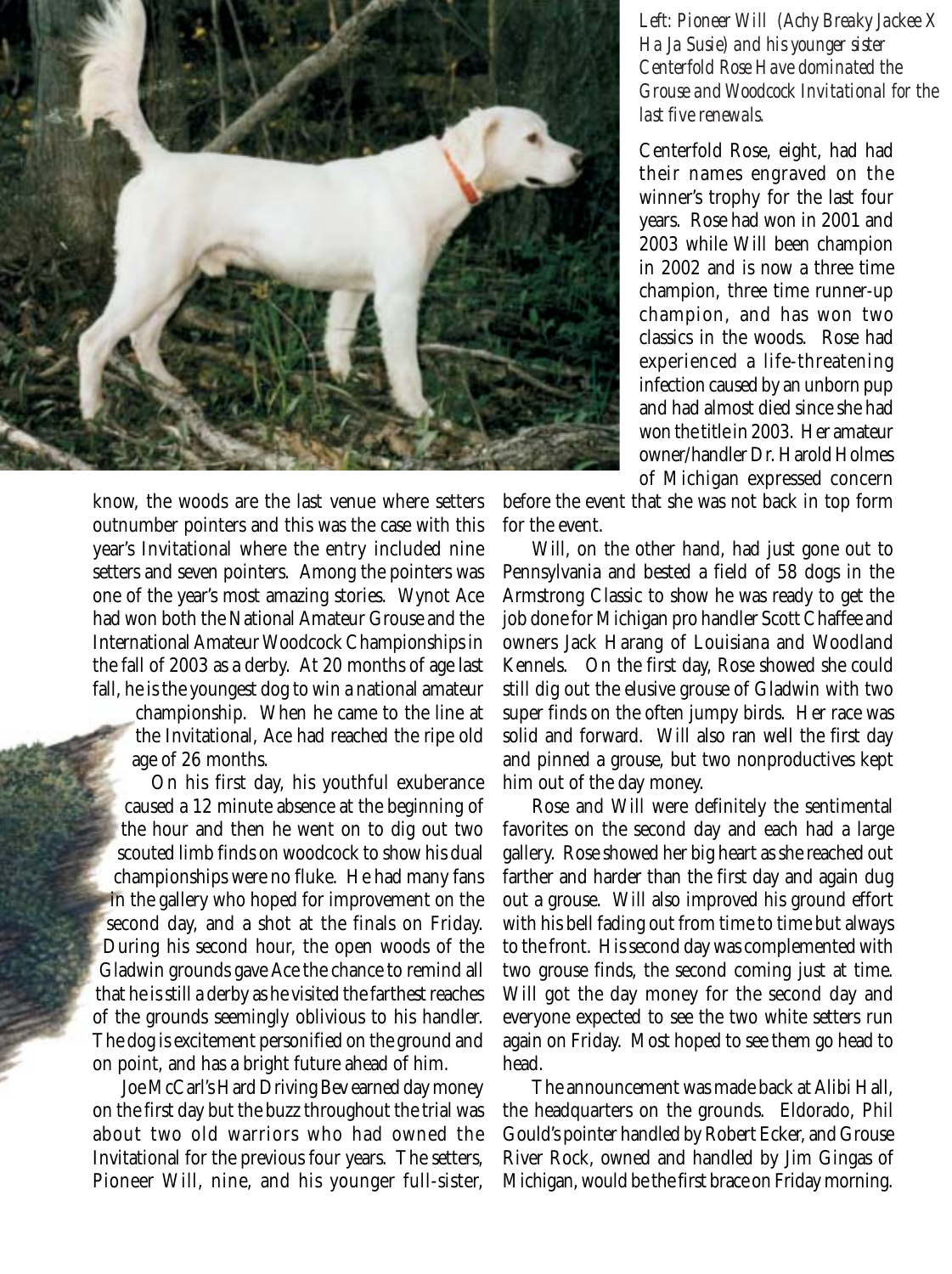*Left: Pioneer Will (Achy Breaky Jackee X Ha Ja Susie) and his younger sister Centerfold Rose Have dominated the Grouse and Woodcock Invitational for the last five renewals.*

know, the woods are the last venue where setters outnumber pointers and this was the case with this year's Invitational where the entry included nine setters and seven pointers. Among the pointers was one of the year's most amazing stories. Wynot Ace had won both the National Amateur Grouse and the International Amateur Woodcock Championships in the fall of 2003 as a derby. At 20 months of age last fall, he is the youngest dog to win a national amateur championship. When he came to the line at the Invitational, Ace had reached the ripe old age of 26 months.

On his first day, his youthful exuberance caused a 12 minute absence at the beginning of the hour and then he went on to dig out two scouted limb finds on woodcock to show his dual championships were no fluke. He had many fans in the gallery who hoped for improvement on the second day, and a shot at the finals on Friday. During his second hour, the open woods of the Gladwin grounds gave Ace the chance to remind all that he is still a derby as he visited the farthest reaches of the grounds seemingly oblivious to his handler. The dog is excitement personified on the ground and on point, and has a bright future ahead of him.

Joe McCarl's Hard Driving Bev earned day money on the first day but the buzz throughout the trial was about two old warriors who had owned the Invitational for the previous four years. The setters, Pioneer Will, nine, and his younger full-sister, Centerfold Rose, eight, had had their names engraved on the winner's trophy for the last four years. Rose had won in 2001 and 2003 while Will been champion in 2002 and is now a three time champion, three time runner-up champion, and has won two classics in the woods. Rose had experienced a life-threatening infection caused by an unborn pup and had almost died since she had won the title in 2003. Her amateur owner/handler Dr. Harold Holmes of Michigan expressed concern before the event that she was not back in top form for the event.

Will, on the other hand, had just gone out to Pennsylvania and bested a field of 58 dogs in the Armstrong Classic to show he was ready to get the job done for Michigan pro handler Scott Chaffee and owners Jack Harang of Louisiana and Woodland Kennels. On the first day, Rose showed she could still dig out the elusive grouse of Gladwin with two super finds on the often jumpy birds. Her race was solid and forward. Will also ran well the first day and pinned a grouse, but two nonproductives kept him out of the day money.

Rose and Will were definitely the sentimental favorites on the second day and each had a large gallery. Rose showed her big heart as she reached out farther and harder than the first day and again dug out a grouse. Will also improved his ground effort with his bell fading out from time to time but always to the front. His second day was complemented with two grouse finds, the second coming just at time. Will got the day money for the second day and everyone expected to see the two white setters run again on Friday. Most hoped to see them go head to head.

The announcement was made back at Alibi Hall, the headquarters on the grounds. Eldorado, Phil Gould's pointer handled by Robert Ecker, and Grouse River Rock, owned and handled by Jim Gingas of Michigan, would be the first brace on Friday morning.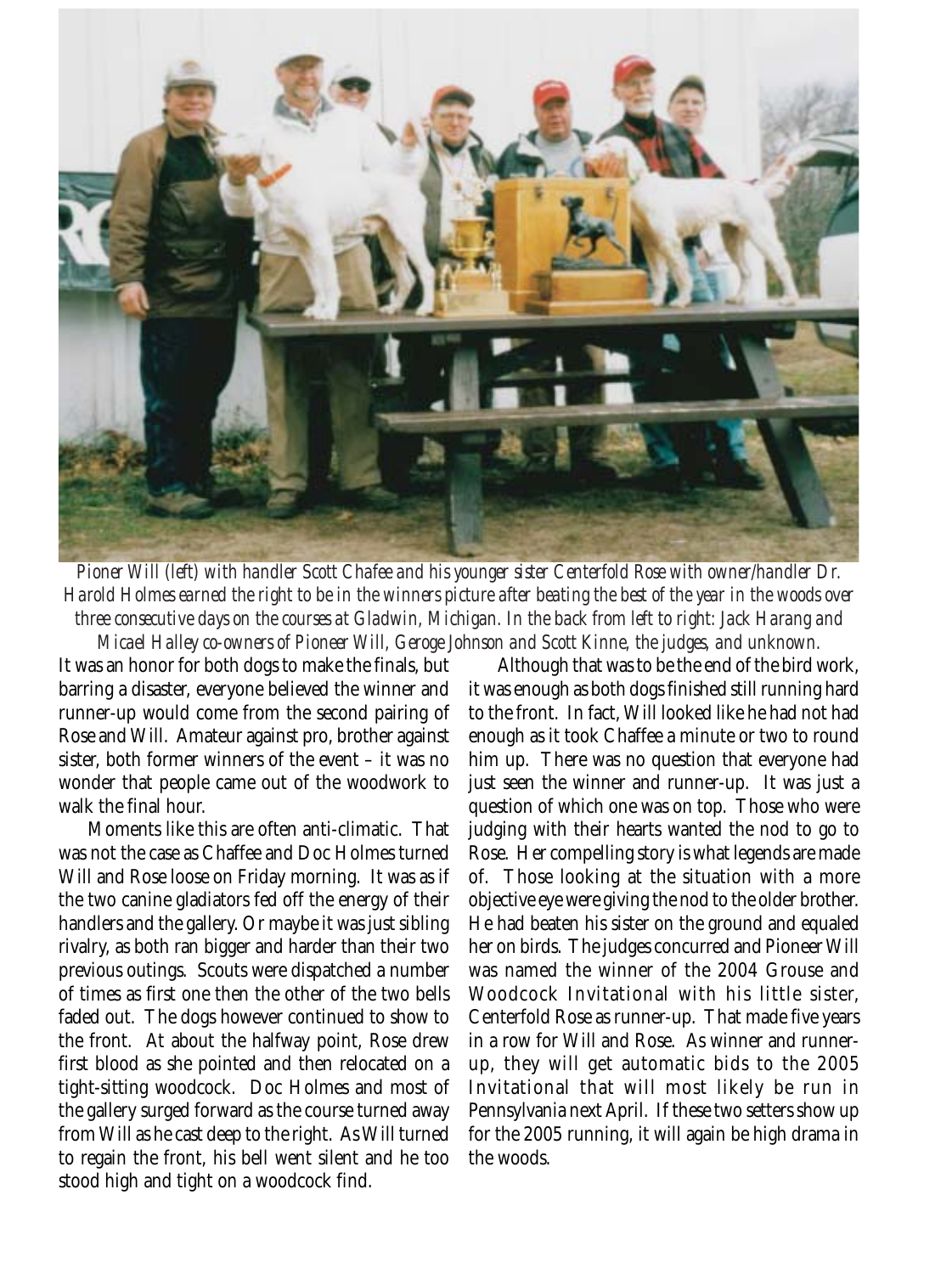*Pioner Will (left) with handler Scott Chafee and his younger sister Centerfold Rose with owner/handler Dr. Harold Holmes earned the right to be in the winners picture after beating the best of the year in the woods over three consecutive days on the courses at Gladwin, Michigan. In the back from left to right: Jack Harang and Micael Halley co-owners of Pioneer Will, Geroge Johnson and Scott Kinne, the judges, and unknown.*

It was an honor for both dogs to make the finals, but barring a disaster, everyone believed the winner and runner-up would come from the second pairing of Rose and Will. Amateur against pro, brother against sister, both former winners of the event – it was no wonder that people came out of the woodwork to walk the final hour.

Moments like this are often anti-climatic. That was not the case as Chaffee and Doc Holmes turned Will and Rose loose on Friday morning. It was as if the two canine gladiators fed off the energy of their handlers and the gallery. Or maybe it was just sibling rivalry, as both ran bigger and harder than their two previous outings. Scouts were dispatched a number of times as first one then the other of the two bells faded out. The dogs however continued to show to the front. At about the halfway point, Rose drew first blood as she pointed and then relocated on a tight-sitting woodcock. Doc Holmes and most of the gallery surged forward as the course turned away from Will as he cast deep to the right. As Will turned to regain the front, his bell went silent and he too stood high and tight on a woodcock find.

Although that was to be the end of the bird work, it was enough as both dogs finished still running hard to the front. In fact, Will looked like he had not had enough as it took Chaffee a minute or two to round him up. There was no question that everyone had just seen the winner and runner-up. It was just a question of which one was on top. Those who were judging with their hearts wanted the nod to go to Rose. Her compelling story is what legends are made of. Those looking at the situation with a more objective eye were giving the nod to the older brother. He had beaten his sister on the ground and equaled her on birds. The judges concurred and Pioneer Will was named the winner of the 2004 Grouse and Woodcock Invitational with his little sister, Centerfold Rose as runner-up. That made five years in a row for Will and Rose. As winner and runner-up, they will get automatic bids to the 2005 Invitational that will most likely be run in Pennsylvania next April. If these two setters show up for the 2005 running, it will again be high drama in the woods.